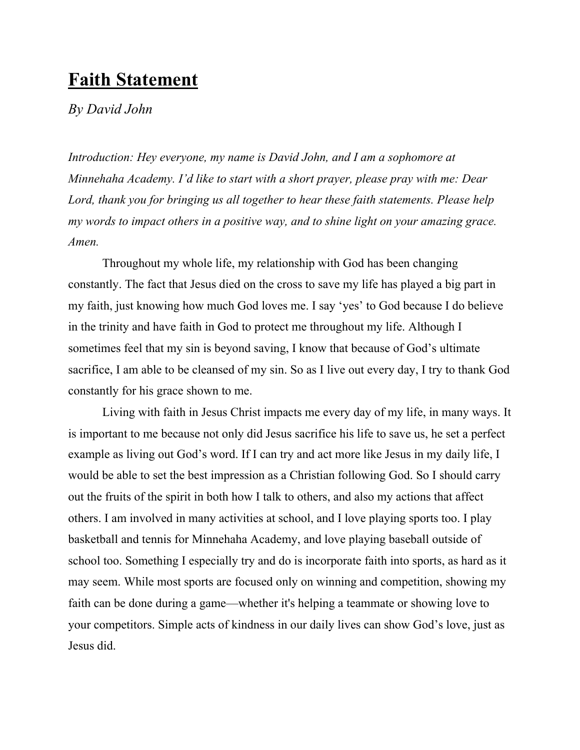# Faith Statement

*By David John*

*Introduction: Hey everyone, my name is David John, and I am a sophomore at Minnehaha Academy. I'd like to start with a short prayer, please pray with me: Dear Lord, thank you for bringing us all together to hear these faith statements. Please help my words to impact others in a positive way, and to shine light on your amazing grace. Amen.*

Throughout my whole life, my relationship with God has been changing constantly. The fact that Jesus died on the cross to save my life has played a big part in my faith, just knowing how much God loves me. I say 'yes' to God because I do believe in the trinity and have faith in God to protect me throughout my life. Although I sometimes feel that my sin is beyond saving, I know that because of God's ultimate sacrifice, I am able to be cleansed of my sin. So as I live out every day, I try to thank God constantly for his grace shown to me.

Living with faith in Jesus Christ impacts me every day of my life, in many ways. It is important to me because not only did Jesus sacrifice his life to save us, he set a perfect example as living out God's word. If I can try and act more like Jesus in my daily life, I would be able to set the best impression as a Christian following God. So I should carry out the fruits of the spirit in both how I talk to others, and also my actions that affect others. I am involved in many activities at school, and I love playing sports too. I play basketball and tennis for Minnehaha Academy, and love playing baseball outside of school too. Something I especially try and do is incorporate faith into sports, as hard as it may seem. While most sports are focused only on winning and competition, showing my faith can be done during a game—whether it's helping a teammate or showing love to your competitors. Simple acts of kindness in our daily lives can show God's love, just as Jesus did.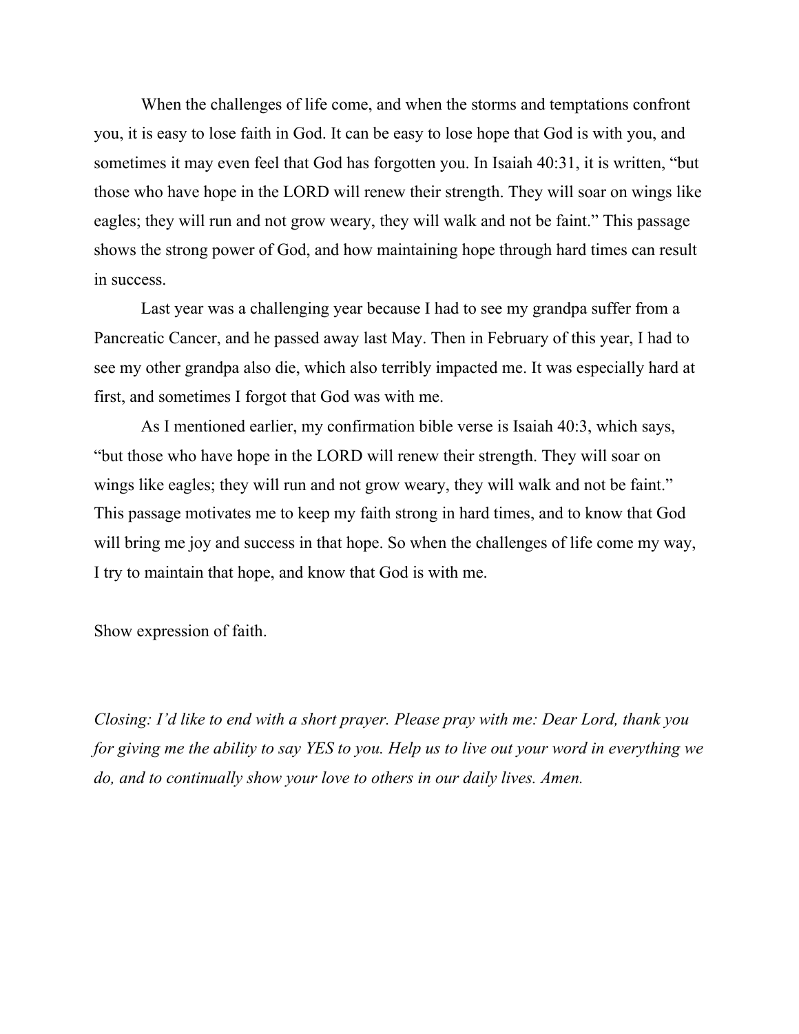When the challenges of life come, and when the storms and temptations confront you, it is easy to lose faith in God. It can be easy to lose hope that God is with you, and sometimes it may even feel that God has forgotten you. In Isaiah 40:31, it is written, "but those who have hope in the LORD will renew their strength. They will soar on wings like eagles; they will run and not grow weary, they will walk and not be faint." This passage shows the strong power of God, and how maintaining hope through hard times can result in success.

Last year was a challenging year because I had to see my grandpa suffer from a Pancreatic Cancer, and he passed away last May. Then in February of this year, I had to see my other grandpa also die, which also terribly impacted me. It was especially hard at first, and sometimes I forgot that God was with me.

As I mentioned earlier, my confirmation bible verse is Isaiah 40:3, which says, "but those who have hope in the LORD will renew their strength. They will soar on wings like eagles; they will run and not grow weary, they will walk and not be faint." This passage motivates me to keep my faith strong in hard times, and to know that God will bring me joy and success in that hope. So when the challenges of life come my way, I try to maintain that hope, and know that God is with me.

Show expression of faith.

*Closing: I'd like to end with a short prayer. Please pray with me: Dear Lord, thank you for giving me the ability to say YES to you. Help us to live out your word in everything we do, and to continually show your love to others in our daily lives. Amen.*